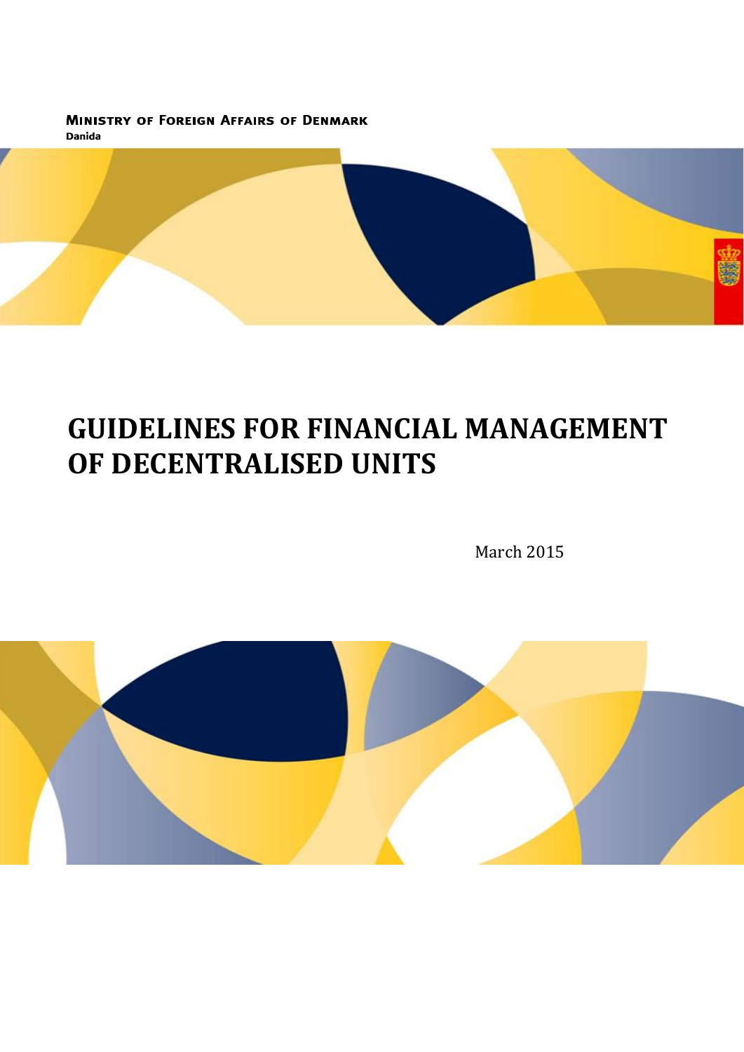**Ministry of Foreign Affairs of Denmark**
**Danida**

# GUIDELINES FOR FINANCIAL MANAGEMENT OF DECENTRALISED UNITS

March 2015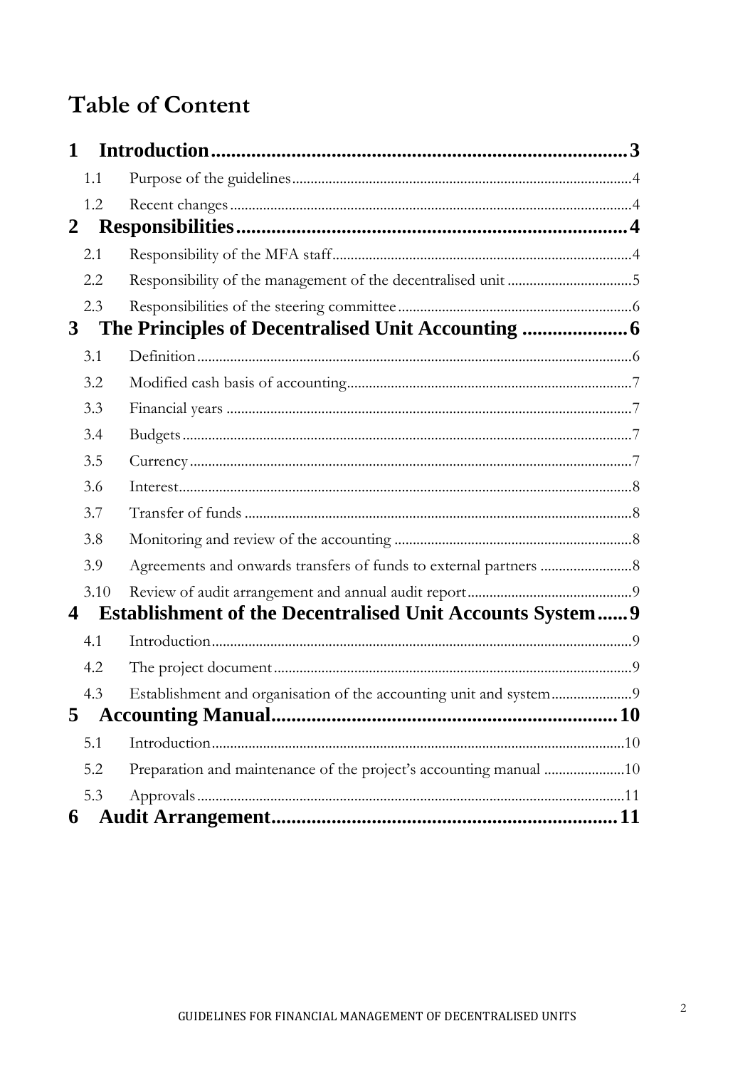# Table of Content

**1 Introduction** .......... 3

- 1.1 Purpose of the guidelines .......... 4
- 1.2 Recent changes .......... 4

**2 Responsibilities** .......... 4

- 2.1 Responsibility of the MFA staff .......... 4
- 2.2 Responsibility of the management of the decentralised unit .......... 5
- 2.3 Responsibilities of the steering committee .......... 6

**3 The Principles of Decentralised Unit Accounting** .......... 6

- 3.1 Definition .......... 6
- 3.2 Modified cash basis of accounting .......... 7
- 3.3 Financial years .......... 7
- 3.4 Budgets .......... 7
- 3.5 Currency .......... 7
- 3.6 Interest .......... 8
- 3.7 Transfer of funds .......... 8
- 3.8 Monitoring and review of the accounting .......... 8
- 3.9 Agreements and onwards transfers of funds to external partners .......... 8
- 3.10 Review of audit arrangement and annual audit report .......... 9

**4 Establishment of the Decentralised Unit Accounts System** .......... 9

- 4.1 Introduction .......... 9
- 4.2 The project document .......... 9
- 4.3 Establishment and organisation of the accounting unit and system .......... 9

**5 Accounting Manual** .......... 10

- 5.1 Introduction .......... 10
- 5.2 Preparation and maintenance of the project's accounting manual .......... 10
- 5.3 Approvals .......... 11

**6 Audit Arrangement** .......... 11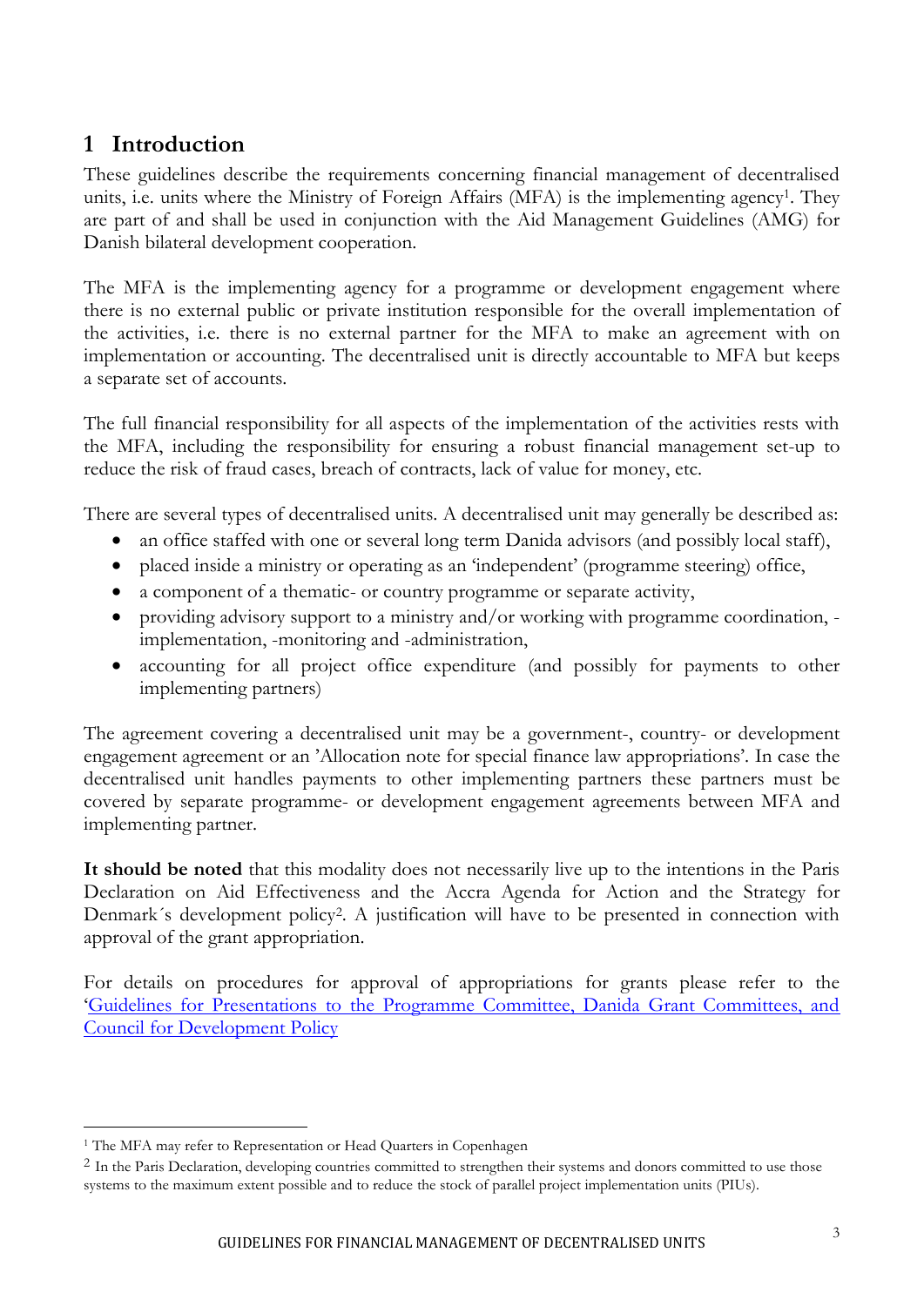# 1 Introduction

These guidelines describe the requirements concerning financial management of decentralised units, i.e. units where the Ministry of Foreign Affairs (MFA) is the implementing agency[1]. They are part of and shall be used in conjunction with the Aid Management Guidelines (AMG) for Danish bilateral development cooperation.

The MFA is the implementing agency for a programme or development engagement where there is no external public or private institution responsible for the overall implementation of the activities, i.e. there is no external partner for the MFA to make an agreement with on implementation or accounting. The decentralised unit is directly accountable to MFA but keeps a separate set of accounts.

The full financial responsibility for all aspects of the implementation of the activities rests with the MFA, including the responsibility for ensuring a robust financial management set-up to reduce the risk of fraud cases, breach of contracts, lack of value for money, etc.

There are several types of decentralised units. A decentralised unit may generally be described as:

- an office staffed with one or several long term Danida advisors (and possibly local staff),
- placed inside a ministry or operating as an 'independent' (programme steering) office,
- a component of a thematic- or country programme or separate activity,
- providing advisory support to a ministry and/or working with programme coordination, -implementation, -monitoring and -administration,
- accounting for all project office expenditure (and possibly for payments to other implementing partners)

The agreement covering a decentralised unit may be a government-, country- or development engagement agreement or an 'Allocation note for special finance law appropriations'. In case the decentralised unit handles payments to other implementing partners these partners must be covered by separate programme- or development engagement agreements between MFA and implementing partner.

**It should be noted** that this modality does not necessarily live up to the intentions in the Paris Declaration on Aid Effectiveness and the Accra Agenda for Action and the Strategy for Denmark´s development policy[2]. A justification will have to be presented in connection with approval of the grant appropriation.

For details on procedures for approval of appropriations for grants please refer to the '[Guidelines for Presentations to the Programme Committee, Danida Grant Committees, and Council for Development Policy](#)

---

[1] The MFA may refer to Representation or Head Quarters in Copenhagen

[2] In the Paris Declaration, developing countries committed to strengthen their systems and donors committed to use those systems to the maximum extent possible and to reduce the stock of parallel project implementation units (PIUs).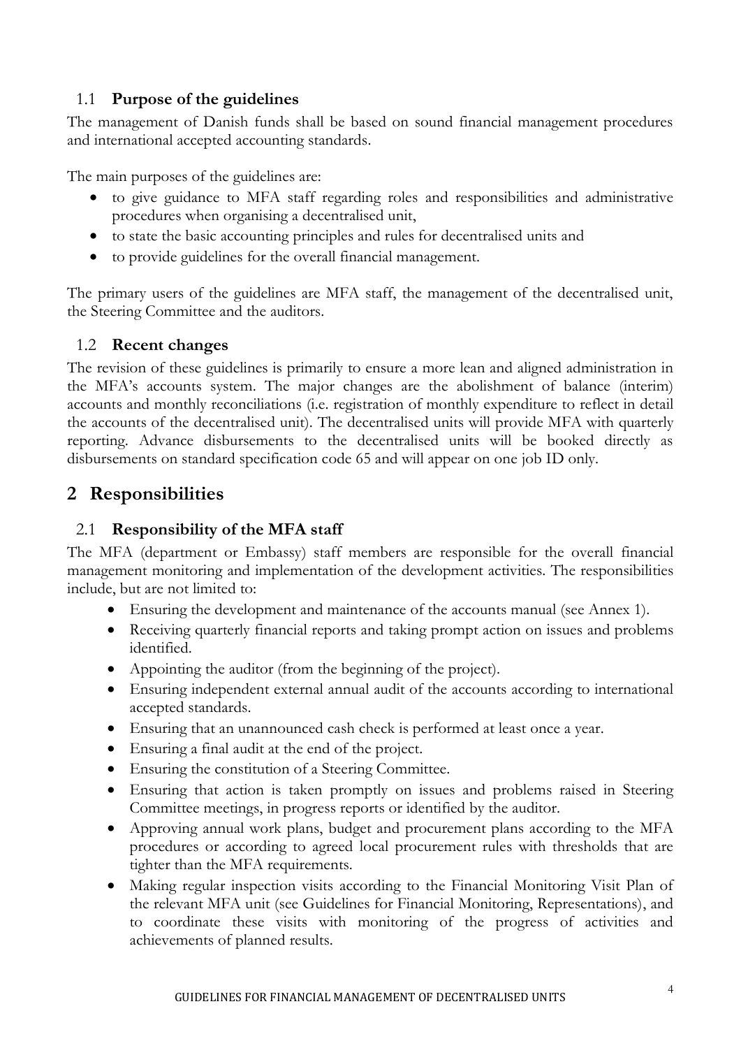### 1.1 **Purpose of the guidelines**

The management of Danish funds shall be based on sound financial management procedures and international accepted accounting standards.

The main purposes of the guidelines are:

- to give guidance to MFA staff regarding roles and responsibilities and administrative procedures when organising a decentralised unit,
- to state the basic accounting principles and rules for decentralised units and
- to provide guidelines for the overall financial management.

The primary users of the guidelines are MFA staff, the management of the decentralised unit, the Steering Committee and the auditors.

### 1.2 **Recent changes**

The revision of these guidelines is primarily to ensure a more lean and aligned administration in the MFA's accounts system. The major changes are the abolishment of balance (interim) accounts and monthly reconciliations (i.e. registration of monthly expenditure to reflect in detail the accounts of the decentralised unit). The decentralised units will provide MFA with quarterly reporting. Advance disbursements to the decentralised units will be booked directly as disbursements on standard specification code 65 and will appear on one job ID only.

## 2 Responsibilities

### 2.1 **Responsibility of the MFA staff**

The MFA (department or Embassy) staff members are responsible for the overall financial management monitoring and implementation of the development activities. The responsibilities include, but are not limited to:

- Ensuring the development and maintenance of the accounts manual (see Annex 1).
- Receiving quarterly financial reports and taking prompt action on issues and problems identified.
- Appointing the auditor (from the beginning of the project).
- Ensuring independent external annual audit of the accounts according to international accepted standards.
- Ensuring that an unannounced cash check is performed at least once a year.
- Ensuring a final audit at the end of the project.
- Ensuring the constitution of a Steering Committee.
- Ensuring that action is taken promptly on issues and problems raised in Steering Committee meetings, in progress reports or identified by the auditor.
- Approving annual work plans, budget and procurement plans according to the MFA procedures or according to agreed local procurement rules with thresholds that are tighter than the MFA requirements.
- Making regular inspection visits according to the Financial Monitoring Visit Plan of the relevant MFA unit (see Guidelines for Financial Monitoring, Representations), and to coordinate these visits with monitoring of the progress of activities and achievements of planned results.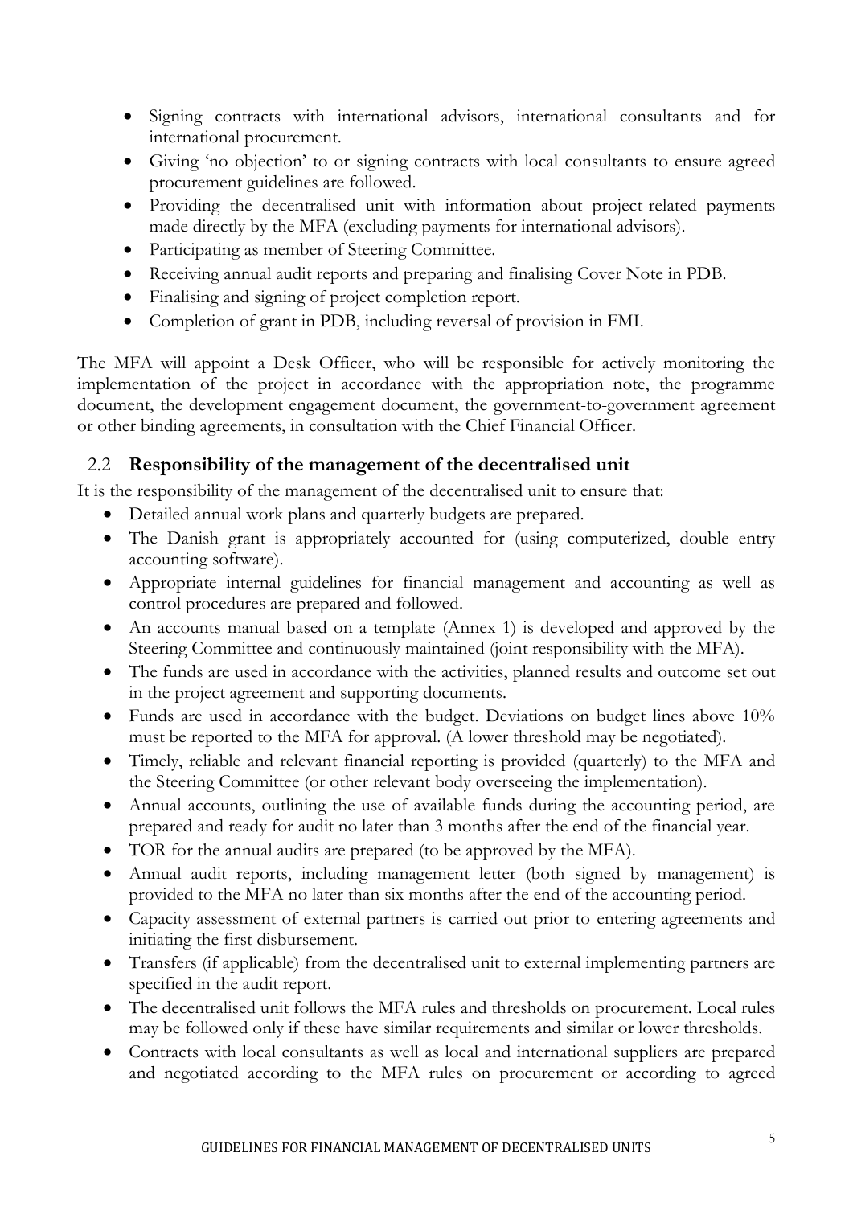- Signing contracts with international advisors, international consultants and for international procurement.
- Giving 'no objection' to or signing contracts with local consultants to ensure agreed procurement guidelines are followed.
- Providing the decentralised unit with information about project-related payments made directly by the MFA (excluding payments for international advisors).
- Participating as member of Steering Committee.
- Receiving annual audit reports and preparing and finalising Cover Note in PDB.
- Finalising and signing of project completion report.
- Completion of grant in PDB, including reversal of provision in FMI.

The MFA will appoint a Desk Officer, who will be responsible for actively monitoring the implementation of the project in accordance with the appropriation note, the programme document, the development engagement document, the government-to-government agreement or other binding agreements, in consultation with the Chief Financial Officer.

## 2.2 Responsibility of the management of the decentralised unit

It is the responsibility of the management of the decentralised unit to ensure that:

- Detailed annual work plans and quarterly budgets are prepared.
- The Danish grant is appropriately accounted for (using computerized, double entry accounting software).
- Appropriate internal guidelines for financial management and accounting as well as control procedures are prepared and followed.
- An accounts manual based on a template (Annex 1) is developed and approved by the Steering Committee and continuously maintained (joint responsibility with the MFA).
- The funds are used in accordance with the activities, planned results and outcome set out in the project agreement and supporting documents.
- Funds are used in accordance with the budget. Deviations on budget lines above 10% must be reported to the MFA for approval. (A lower threshold may be negotiated).
- Timely, reliable and relevant financial reporting is provided (quarterly) to the MFA and the Steering Committee (or other relevant body overseeing the implementation).
- Annual accounts, outlining the use of available funds during the accounting period, are prepared and ready for audit no later than 3 months after the end of the financial year.
- TOR for the annual audits are prepared (to be approved by the MFA).
- Annual audit reports, including management letter (both signed by management) is provided to the MFA no later than six months after the end of the accounting period.
- Capacity assessment of external partners is carried out prior to entering agreements and initiating the first disbursement.
- Transfers (if applicable) from the decentralised unit to external implementing partners are specified in the audit report.
- The decentralised unit follows the MFA rules and thresholds on procurement. Local rules may be followed only if these have similar requirements and similar or lower thresholds.
- Contracts with local consultants as well as local and international suppliers are prepared and negotiated according to the MFA rules on procurement or according to agreed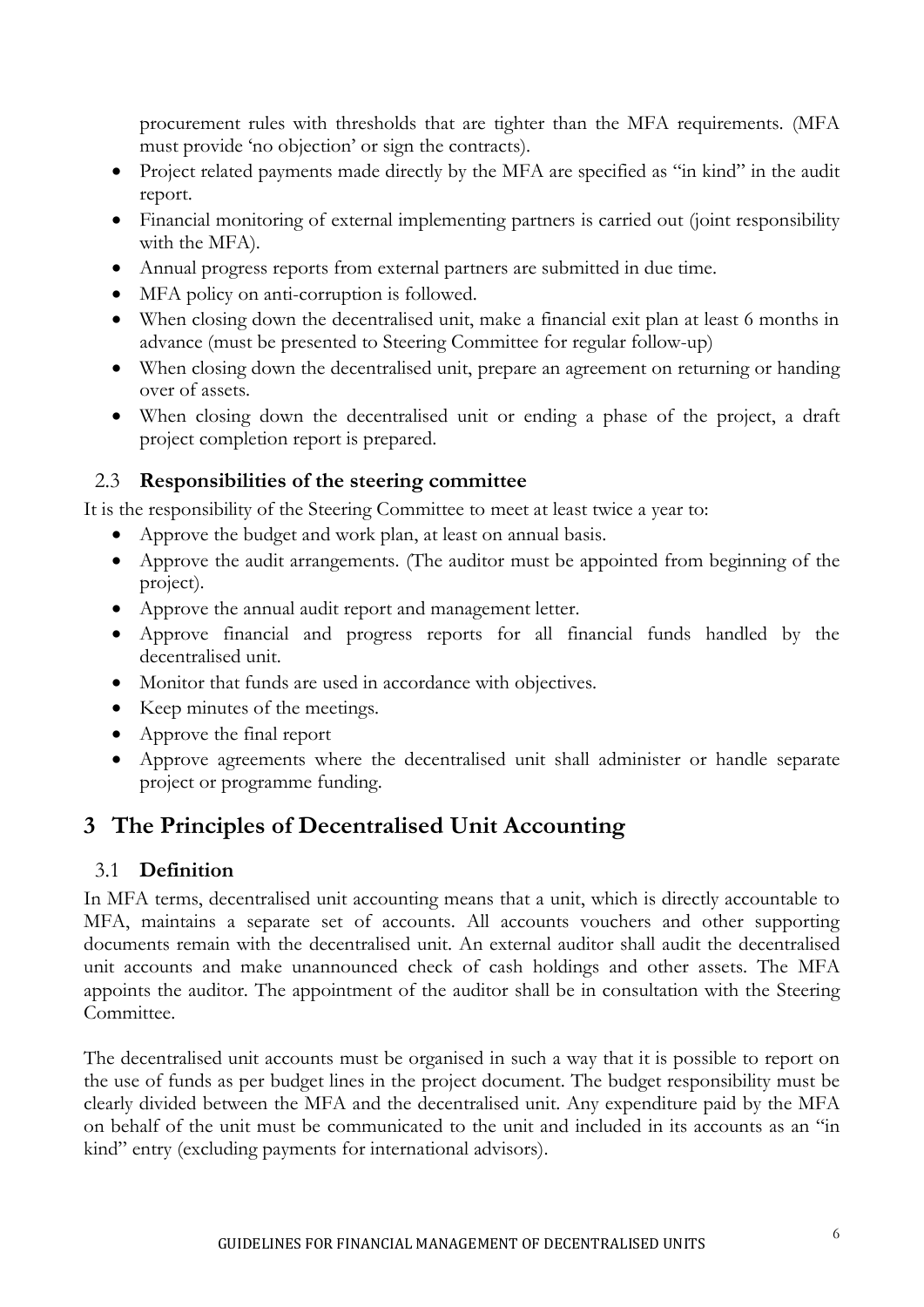procurement rules with thresholds that are tighter than the MFA requirements. (MFA must provide 'no objection' or sign the contracts).

- Project related payments made directly by the MFA are specified as "in kind" in the audit report.
- Financial monitoring of external implementing partners is carried out (joint responsibility with the MFA).
- Annual progress reports from external partners are submitted in due time.
- MFA policy on anti-corruption is followed.
- When closing down the decentralised unit, make a financial exit plan at least 6 months in advance (must be presented to Steering Committee for regular follow-up)
- When closing down the decentralised unit, prepare an agreement on returning or handing over of assets.
- When closing down the decentralised unit or ending a phase of the project, a draft project completion report is prepared.

### 2.3 Responsibilities of the steering committee

It is the responsibility of the Steering Committee to meet at least twice a year to:

- Approve the budget and work plan, at least on annual basis.
- Approve the audit arrangements. (The auditor must be appointed from beginning of the project).
- Approve the annual audit report and management letter.
- Approve financial and progress reports for all financial funds handled by the decentralised unit.
- Monitor that funds are used in accordance with objectives.
- Keep minutes of the meetings.
- Approve the final report
- Approve agreements where the decentralised unit shall administer or handle separate project or programme funding.

## 3 The Principles of Decentralised Unit Accounting

### 3.1 Definition

In MFA terms, decentralised unit accounting means that a unit, which is directly accountable to MFA, maintains a separate set of accounts. All accounts vouchers and other supporting documents remain with the decentralised unit. An external auditor shall audit the decentralised unit accounts and make unannounced check of cash holdings and other assets. The MFA appoints the auditor. The appointment of the auditor shall be in consultation with the Steering Committee.

The decentralised unit accounts must be organised in such a way that it is possible to report on the use of funds as per budget lines in the project document. The budget responsibility must be clearly divided between the MFA and the decentralised unit. Any expenditure paid by the MFA on behalf of the unit must be communicated to the unit and included in its accounts as an "in kind" entry (excluding payments for international advisors).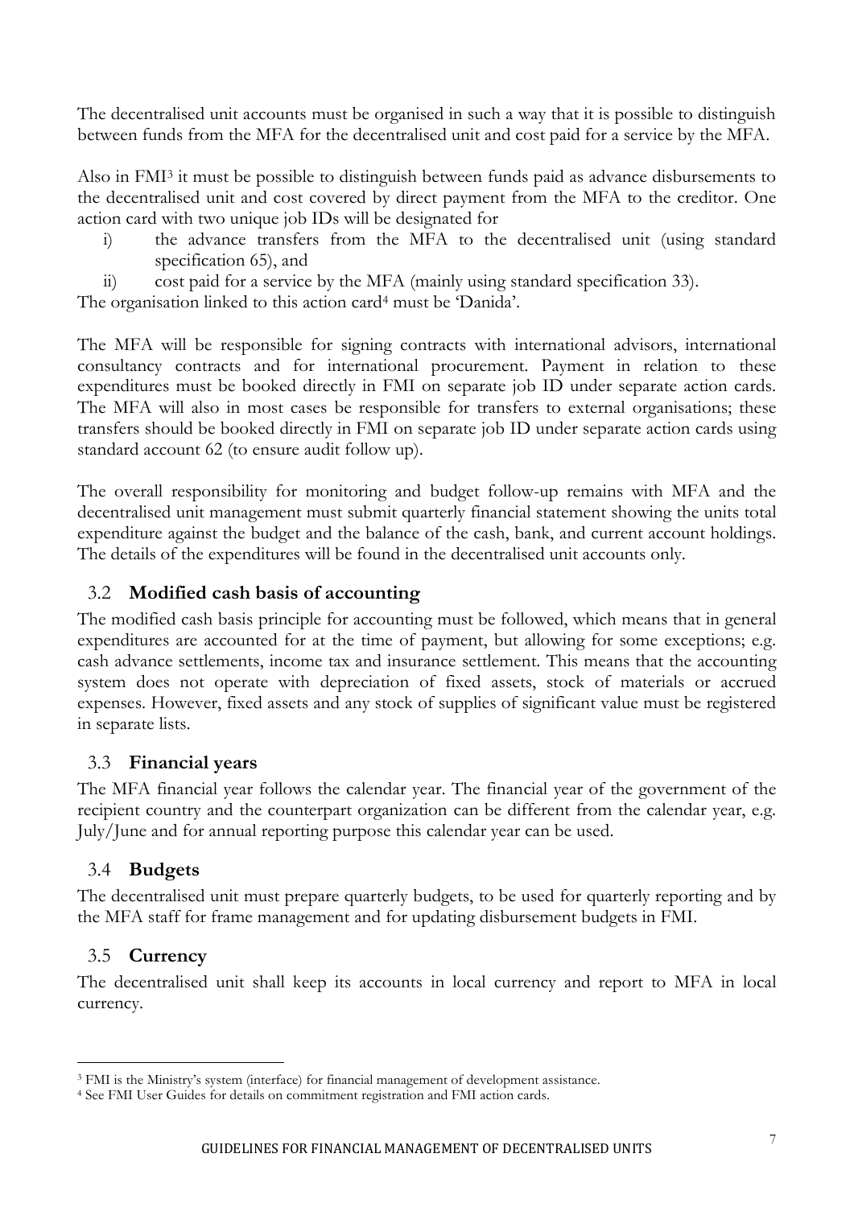The decentralised unit accounts must be organised in such a way that it is possible to distinguish between funds from the MFA for the decentralised unit and cost paid for a service by the MFA.

Also in FMI[3] it must be possible to distinguish between funds paid as advance disbursements to the decentralised unit and cost covered by direct payment from the MFA to the creditor. One action card with two unique job IDs will be designated for

i) the advance transfers from the MFA to the decentralised unit (using standard specification 65), and
ii) cost paid for a service by the MFA (mainly using standard specification 33).

The organisation linked to this action card[4] must be 'Danida'.

The MFA will be responsible for signing contracts with international advisors, international consultancy contracts and for international procurement. Payment in relation to these expenditures must be booked directly in FMI on separate job ID under separate action cards. The MFA will also in most cases be responsible for transfers to external organisations; these transfers should be booked directly in FMI on separate job ID under separate action cards using standard account 62 (to ensure audit follow up).

The overall responsibility for monitoring and budget follow-up remains with MFA and the decentralised unit management must submit quarterly financial statement showing the units total expenditure against the budget and the balance of the cash, bank, and current account holdings. The details of the expenditures will be found in the decentralised unit accounts only.

## 3.2 Modified cash basis of accounting

The modified cash basis principle for accounting must be followed, which means that in general expenditures are accounted for at the time of payment, but allowing for some exceptions; e.g. cash advance settlements, income tax and insurance settlement. This means that the accounting system does not operate with depreciation of fixed assets, stock of materials or accrued expenses. However, fixed assets and any stock of supplies of significant value must be registered in separate lists.

## 3.3 Financial years

The MFA financial year follows the calendar year. The financial year of the government of the recipient country and the counterpart organization can be different from the calendar year, e.g. July/June and for annual reporting purpose this calendar year can be used.

## 3.4 Budgets

The decentralised unit must prepare quarterly budgets, to be used for quarterly reporting and by the MFA staff for frame management and for updating disbursement budgets in FMI.

## 3.5 Currency

The decentralised unit shall keep its accounts in local currency and report to MFA in local currency.

---

[3] FMI is the Ministry's system (interface) for financial management of development assistance.

[4] See FMI User Guides for details on commitment registration and FMI action cards.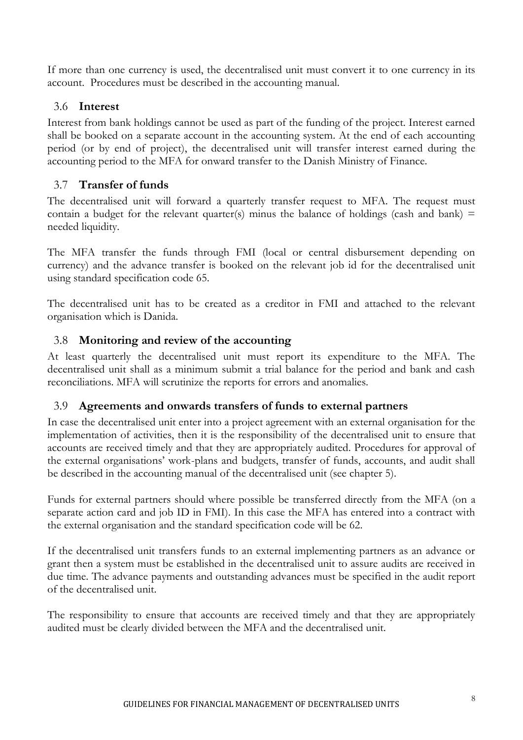If more than one currency is used, the decentralised unit must convert it to one currency in its account. Procedures must be described in the accounting manual.

## 3.6 Interest

Interest from bank holdings cannot be used as part of the funding of the project. Interest earned shall be booked on a separate account in the accounting system. At the end of each accounting period (or by end of project), the decentralised unit will transfer interest earned during the accounting period to the MFA for onward transfer to the Danish Ministry of Finance.

## 3.7 Transfer of funds

The decentralised unit will forward a quarterly transfer request to MFA. The request must contain a budget for the relevant quarter(s) minus the balance of holdings (cash and bank) = needed liquidity.

The MFA transfer the funds through FMI (local or central disbursement depending on currency) and the advance transfer is booked on the relevant job id for the decentralised unit using standard specification code 65.

The decentralised unit has to be created as a creditor in FMI and attached to the relevant organisation which is Danida.

## 3.8 Monitoring and review of the accounting

At least quarterly the decentralised unit must report its expenditure to the MFA. The decentralised unit shall as a minimum submit a trial balance for the period and bank and cash reconciliations. MFA will scrutinize the reports for errors and anomalies.

## 3.9 Agreements and onwards transfers of funds to external partners

In case the decentralised unit enter into a project agreement with an external organisation for the implementation of activities, then it is the responsibility of the decentralised unit to ensure that accounts are received timely and that they are appropriately audited. Procedures for approval of the external organisations' work-plans and budgets, transfer of funds, accounts, and audit shall be described in the accounting manual of the decentralised unit (see chapter 5).

Funds for external partners should where possible be transferred directly from the MFA (on a separate action card and job ID in FMI). In this case the MFA has entered into a contract with the external organisation and the standard specification code will be 62.

If the decentralised unit transfers funds to an external implementing partners as an advance or grant then a system must be established in the decentralised unit to assure audits are received in due time. The advance payments and outstanding advances must be specified in the audit report of the decentralised unit.

The responsibility to ensure that accounts are received timely and that they are appropriately audited must be clearly divided between the MFA and the decentralised unit.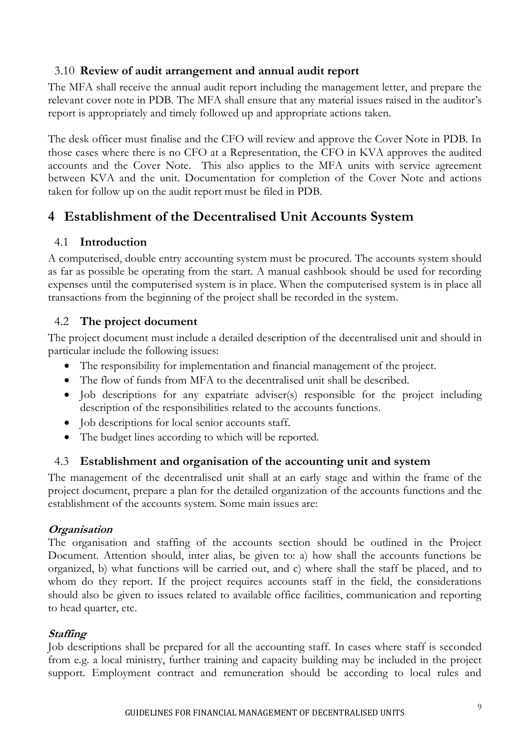### 3.10 Review of audit arrangement and annual audit report

The MFA shall receive the annual audit report including the management letter, and prepare the relevant cover note in PDB. The MFA shall ensure that any material issues raised in the auditor's report is appropriately and timely followed up and appropriate actions taken.

The desk officer must finalise and the CFO will review and approve the Cover Note in PDB. In those cases where there is no CFO at a Representation, the CFO in KVA approves the audited accounts and the Cover Note. This also applies to the MFA units with service agreement between KVA and the unit. Documentation for completion of the Cover Note and actions taken for follow up on the audit report must be filed in PDB.

## 4 Establishment of the Decentralised Unit Accounts System

### 4.1 Introduction

A computerised, double entry accounting system must be procured. The accounts system should as far as possible be operating from the start. A manual cashbook should be used for recording expenses until the computerised system is in place. When the computerised system is in place all transactions from the beginning of the project shall be recorded in the system.

### 4.2 The project document

The project document must include a detailed description of the decentralised unit and should in particular include the following issues:

- The responsibility for implementation and financial management of the project.
- The flow of funds from MFA to the decentralised unit shall be described.
- Job descriptions for any expatriate adviser(s) responsible for the project including description of the responsibilities related to the accounts functions.
- Job descriptions for local senior accounts staff.
- The budget lines according to which will be reported.

### 4.3 Establishment and organisation of the accounting unit and system

The management of the decentralised unit shall at an early stage and within the frame of the project document, prepare a plan for the detailed organization of the accounts functions and the establishment of the accounts system. Some main issues are:

***Organisation***

The organisation and staffing of the accounts section should be outlined in the Project Document. Attention should, inter alias, be given to: a) how shall the accounts functions be organized, b) what functions will be carried out, and c) where shall the staff be placed, and to whom do they report. If the project requires accounts staff in the field, the considerations should also be given to issues related to available office facilities, communication and reporting to head quarter, etc.

***Staffing***

Job descriptions shall be prepared for all the accounting staff. In cases where staff is seconded from e.g. a local ministry, further training and capacity building may be included in the project support. Employment contract and remuneration should be according to local rules and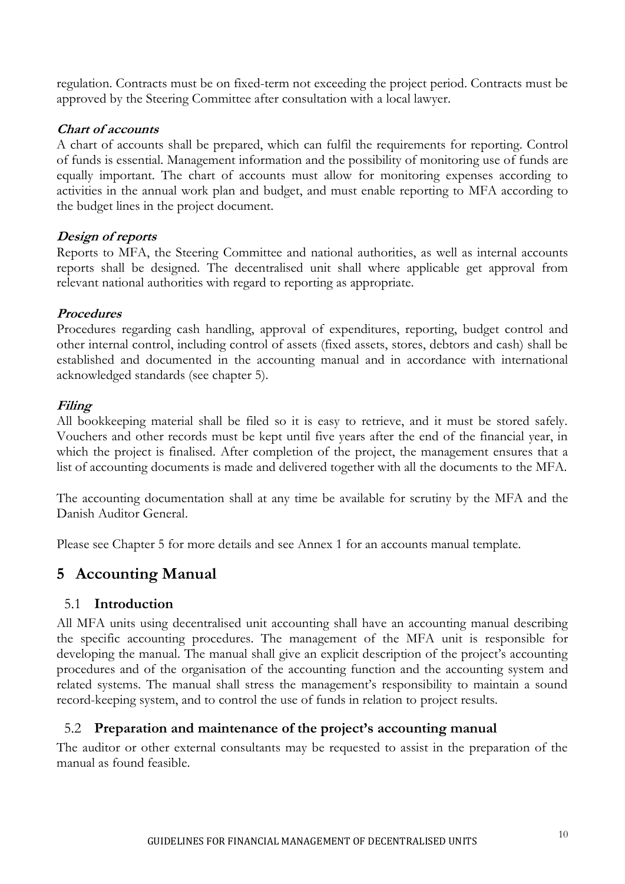regulation. Contracts must be on fixed-term not exceeding the project period. Contracts must be approved by the Steering Committee after consultation with a local lawyer.

***Chart of accounts***

A chart of accounts shall be prepared, which can fulfil the requirements for reporting. Control of funds is essential. Management information and the possibility of monitoring use of funds are equally important. The chart of accounts must allow for monitoring expenses according to activities in the annual work plan and budget, and must enable reporting to MFA according to the budget lines in the project document.

***Design of reports***

Reports to MFA, the Steering Committee and national authorities, as well as internal accounts reports shall be designed. The decentralised unit shall where applicable get approval from relevant national authorities with regard to reporting as appropriate.

***Procedures***

Procedures regarding cash handling, approval of expenditures, reporting, budget control and other internal control, including control of assets (fixed assets, stores, debtors and cash) shall be established and documented in the accounting manual and in accordance with international acknowledged standards (see chapter 5).

***Filing***

All bookkeeping material shall be filed so it is easy to retrieve, and it must be stored safely. Vouchers and other records must be kept until five years after the end of the financial year, in which the project is finalised. After completion of the project, the management ensures that a list of accounting documents is made and delivered together with all the documents to the MFA.

The accounting documentation shall at any time be available for scrutiny by the MFA and the Danish Auditor General.

Please see Chapter 5 for more details and see Annex 1 for an accounts manual template.

# 5 Accounting Manual

## 5.1 Introduction

All MFA units using decentralised unit accounting shall have an accounting manual describing the specific accounting procedures. The management of the MFA unit is responsible for developing the manual. The manual shall give an explicit description of the project's accounting procedures and of the organisation of the accounting function and the accounting system and related systems. The manual shall stress the management's responsibility to maintain a sound record-keeping system, and to control the use of funds in relation to project results.

## 5.2 Preparation and maintenance of the project's accounting manual

The auditor or other external consultants may be requested to assist in the preparation of the manual as found feasible.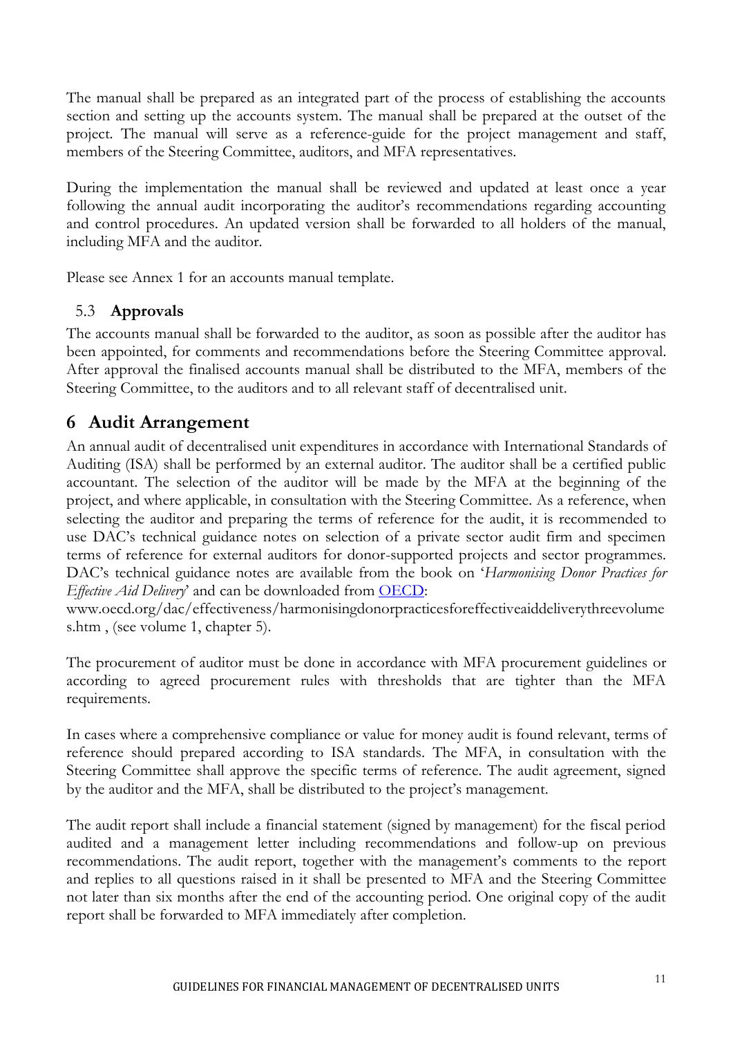The manual shall be prepared as an integrated part of the process of establishing the accounts section and setting up the accounts system. The manual shall be prepared at the outset of the project. The manual will serve as a reference-guide for the project management and staff, members of the Steering Committee, auditors, and MFA representatives.

During the implementation the manual shall be reviewed and updated at least once a year following the annual audit incorporating the auditor's recommendations regarding accounting and control procedures. An updated version shall be forwarded to all holders of the manual, including MFA and the auditor.

Please see Annex 1 for an accounts manual template.

### 5.3 Approvals

The accounts manual shall be forwarded to the auditor, as soon as possible after the auditor has been appointed, for comments and recommendations before the Steering Committee approval. After approval the finalised accounts manual shall be distributed to the MFA, members of the Steering Committee, to the auditors and to all relevant staff of decentralised unit.

## 6 Audit Arrangement

An annual audit of decentralised unit expenditures in accordance with International Standards of Auditing (ISA) shall be performed by an external auditor. The auditor shall be a certified public accountant. The selection of the auditor will be made by the MFA at the beginning of the project, and where applicable, in consultation with the Steering Committee. As a reference, when selecting the auditor and preparing the terms of reference for the audit, it is recommended to use DAC's technical guidance notes on selection of a private sector audit firm and specimen terms of reference for external auditors for donor-supported projects and sector programmes. DAC's technical guidance notes are available from the book on '*Harmonising Donor Practices for Effective Aid Delivery*' and can be downloaded from OECD:
www.oecd.org/dac/effectiveness/harmonisingdonorpracticesforeffectiveaiddeliverythreevolumes.htm , (see volume 1, chapter 5).

The procurement of auditor must be done in accordance with MFA procurement guidelines or according to agreed procurement rules with thresholds that are tighter than the MFA requirements.

In cases where a comprehensive compliance or value for money audit is found relevant, terms of reference should prepared according to ISA standards. The MFA, in consultation with the Steering Committee shall approve the specific terms of reference. The audit agreement, signed by the auditor and the MFA, shall be distributed to the project's management.

The audit report shall include a financial statement (signed by management) for the fiscal period audited and a management letter including recommendations and follow-up on previous recommendations. The audit report, together with the management's comments to the report and replies to all questions raised in it shall be presented to MFA and the Steering Committee not later than six months after the end of the accounting period. One original copy of the audit report shall be forwarded to MFA immediately after completion.